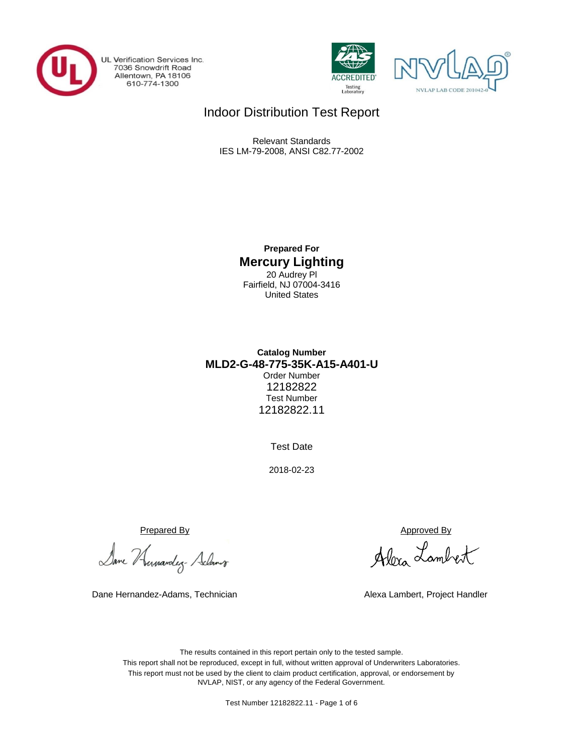UL Verification Services Inc.
7036 Snowdrift Road
Allentown, PA 18106
610-774-1300

ACCREDITED
Testing Laboratory

NVLAP LAB CODE 201042-0

# Indoor Distribution Test Report

Relevant Standards
IES LM-79-2008, ANSI C82.77-2002

**Prepared For**
**Mercury Lighting**
20 Audrey Pl
Fairfield, NJ 07004-3416
United States

**Catalog Number**
**MLD2-G-48-775-35K-A15-A401-U**
Order Number
12182822
Test Number
12182822.11

Test Date

2018-02-23

Prepared By

Dane Hernandez-Adams, Technician

Approved By

Alexa Lambert, Project Handler

The results contained in this report pertain only to the tested sample.
This report shall not be reproduced, except in full, without written approval of Underwriters Laboratories.
This report must not be used by the client to claim product certification, approval, or endorsement by NVLAP, NIST, or any agency of the Federal Government.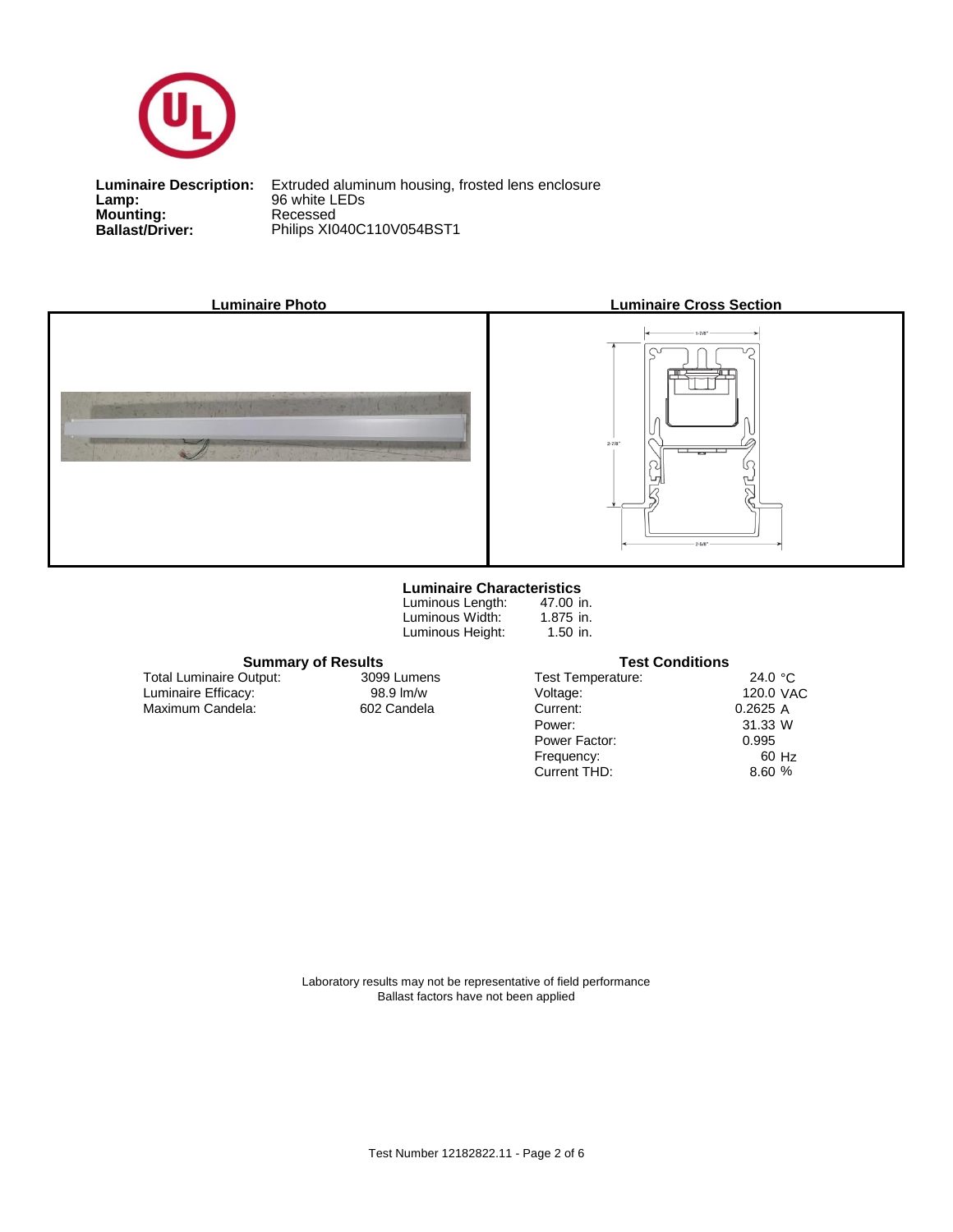**Luminaire Description:** Extruded aluminum housing, frosted lens enclosure
**Lamp:** 96 white LEDs
**Mounting:** Recessed
**Ballast/Driver:** Philips XI040C110V054BST1

**Luminaire Photo**

**Luminaire Cross Section**

1-7/8"

2-7/8"

2-5/8"

## Luminaire Characteristics

| | |
|---|---|
| Luminous Length: | 47.00 in. |
| Luminous Width: | 1.875 in. |
| Luminous Height: | 1.50 in. |

## Summary of Results

| | |
|---|---|
| Total Luminaire Output: | 3099 Lumens |
| Luminaire Efficacy: | 98.9 lm/w |
| Maximum Candela: | 602 Candela |

## Test Conditions

| | |
|---|---|
| Test Temperature: | 24.0 °C |
| Voltage: | 120.0 VAC |
| Current: | 0.2625 A |
| Power: | 31.33 W |
| Power Factor: | 0.995 |
| Frequency: | 60 Hz |
| Current THD: | 8.60 % |

Laboratory results may not be representative of field performance
Ballast factors have not been applied

Test Number 12182822.11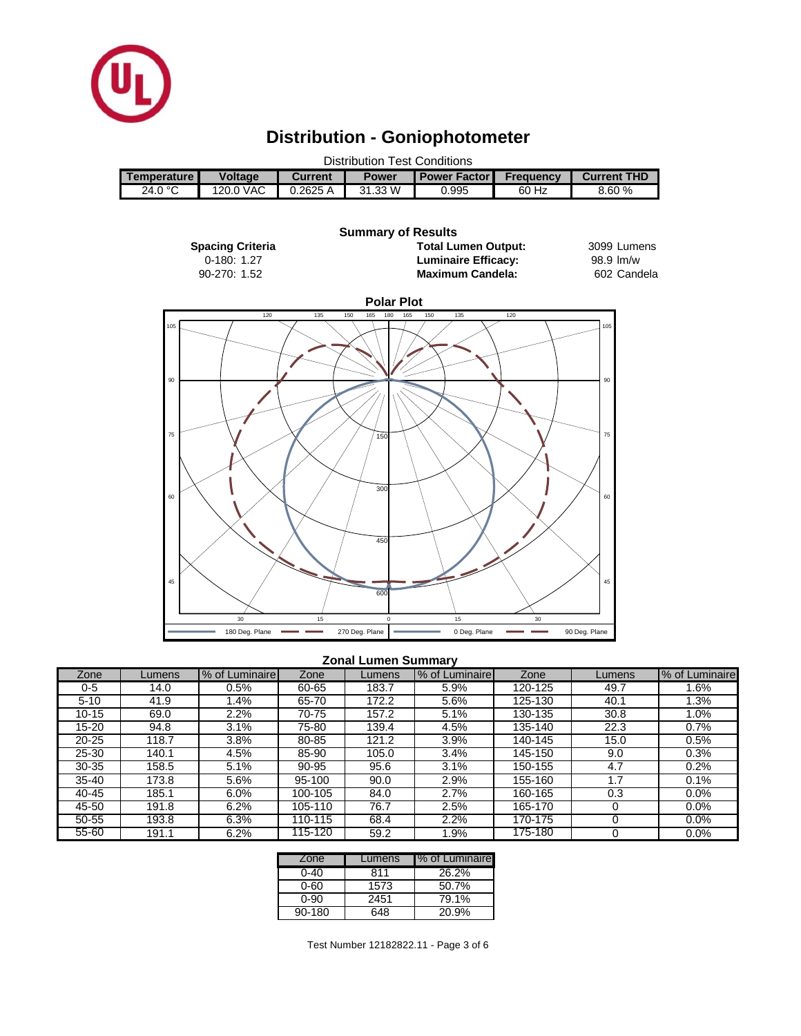# Distribution - Goniophotometer

Distribution Test Conditions

| Temperature | Voltage | Current | Power | Power Factor | Frequency | Current THD |
|---|---|---|---|---|---|---|
| 24.0 °C | 120.0 VAC | 0.2625 A | 31.33 W | 0.995 | 60 Hz | 8.60 % |

**Summary of Results**

**Spacing Criteria**
0-180: 1.27
90-270: 1.52

**Total Lumen Output:** 3099 Lumens
**Luminaire Efficacy:** 98.9 lm/w
**Maximum Candela:** 602 Candela

**Polar Plot**

120 135 150 165 180 165 150 135 120
105 105
90 90
75 75
60 60
45 45
150
300
450
600
30 15 0 15 30

180 Deg. Plane
270 Deg. Plane
0 Deg. Plane
90 Deg. Plane

**Zonal Lumen Summary**

| Zone | Lumens | % of Luminaire | Zone | Lumens | % of Luminaire | Zone | Lumens | % of Luminaire |
|---|---|---|---|---|---|---|---|---|
| 0-5 | 14.0 | 0.5% | 60-65 | 183.7 | 5.9% | 120-125 | 49.7 | 1.6% |
| 5-10 | 41.9 | 1.4% | 65-70 | 172.2 | 5.6% | 125-130 | 40.1 | 1.3% |
| 10-15 | 69.0 | 2.2% | 70-75 | 157.2 | 5.1% | 130-135 | 30.8 | 1.0% |
| 15-20 | 94.8 | 3.1% | 75-80 | 139.4 | 4.5% | 135-140 | 22.3 | 0.7% |
| 20-25 | 118.7 | 3.8% | 80-85 | 121.2 | 3.9% | 140-145 | 15.0 | 0.5% |
| 25-30 | 140.1 | 4.5% | 85-90 | 105.0 | 3.4% | 145-150 | 9.0 | 0.3% |
| 30-35 | 158.5 | 5.1% | 90-95 | 95.6 | 3.1% | 150-155 | 4.7 | 0.2% |
| 35-40 | 173.8 | 5.6% | 95-100 | 90.0 | 2.9% | 155-160 | 1.7 | 0.1% |
| 40-45 | 185.1 | 6.0% | 100-105 | 84.0 | 2.7% | 160-165 | 0.3 | 0.0% |
| 45-50 | 191.8 | 6.2% | 105-110 | 76.7 | 2.5% | 165-170 | 0 | 0.0% |
| 50-55 | 193.8 | 6.3% | 110-115 | 68.4 | 2.2% | 170-175 | 0 | 0.0% |
| 55-60 | 191.1 | 6.2% | 115-120 | 59.2 | 1.9% | 175-180 | 0 | 0.0% |

| Zone | Lumens | % of Luminaire |
|---|---|---|
| 0-40 | 811 | 26.2% |
| 0-60 | 1573 | 50.7% |
| 0-90 | 2451 | 79.1% |
| 90-180 | 648 | 20.9% |

Test Number 12182822.11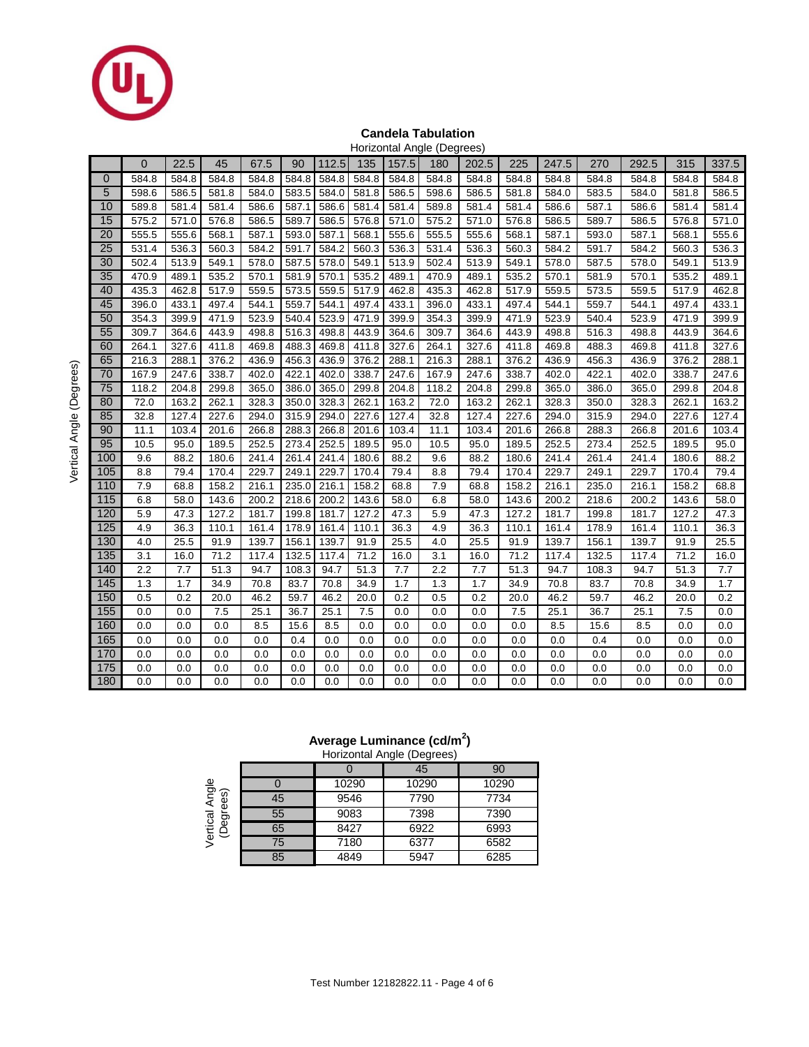## Candela Tabulation

Horizontal Angle (Degrees)

| Vertical Angle (Degrees) | 0 | 22.5 | 45 | 67.5 | 90 | 112.5 | 135 | 157.5 | 180 | 202.5 | 225 | 247.5 | 270 | 292.5 | 315 | 337.5 |
|---|---|---|---|---|---|---|---|---|---|---|---|---|---|---|---|---|
| 0 | 584.8 | 584.8 | 584.8 | 584.8 | 584.8 | 584.8 | 584.8 | 584.8 | 584.8 | 584.8 | 584.8 | 584.8 | 584.8 | 584.8 | 584.8 | 584.8 |
| 5 | 598.6 | 586.5 | 581.8 | 584.0 | 583.5 | 584.0 | 581.8 | 586.5 | 598.6 | 586.5 | 581.8 | 584.0 | 583.5 | 584.0 | 581.8 | 586.5 |
| 10 | 589.8 | 581.4 | 581.4 | 586.6 | 587.1 | 586.6 | 581.4 | 581.4 | 589.8 | 581.4 | 581.4 | 586.6 | 587.1 | 586.6 | 581.4 | 581.4 |
| 15 | 575.2 | 571.0 | 576.8 | 586.5 | 589.7 | 586.5 | 576.8 | 571.0 | 575.2 | 571.0 | 576.8 | 586.5 | 589.7 | 586.5 | 576.8 | 571.0 |
| 20 | 555.5 | 555.6 | 568.1 | 587.1 | 593.0 | 587.1 | 568.1 | 555.6 | 555.5 | 555.6 | 568.1 | 587.1 | 593.0 | 587.1 | 568.1 | 555.6 |
| 25 | 531.4 | 536.3 | 560.3 | 584.2 | 591.7 | 584.2 | 560.3 | 536.3 | 531.4 | 536.3 | 560.3 | 584.2 | 591.7 | 584.2 | 560.3 | 536.3 |
| 30 | 502.4 | 513.9 | 549.1 | 578.0 | 587.5 | 578.0 | 549.1 | 513.9 | 502.4 | 513.9 | 549.1 | 578.0 | 587.5 | 578.0 | 549.1 | 513.9 |
| 35 | 470.9 | 489.1 | 535.2 | 570.1 | 581.9 | 570.1 | 535.2 | 489.1 | 470.9 | 489.1 | 535.2 | 570.1 | 581.9 | 570.1 | 535.2 | 489.1 |
| 40 | 435.3 | 462.8 | 517.9 | 559.5 | 573.5 | 559.5 | 517.9 | 462.8 | 435.3 | 462.8 | 517.9 | 559.5 | 573.5 | 559.5 | 517.9 | 462.8 |
| 45 | 396.0 | 433.1 | 497.4 | 544.1 | 559.7 | 544.1 | 497.4 | 433.1 | 396.0 | 433.1 | 497.4 | 544.1 | 559.7 | 544.1 | 497.4 | 433.1 |
| 50 | 354.3 | 399.9 | 471.9 | 523.9 | 540.4 | 523.9 | 471.9 | 399.9 | 354.3 | 399.9 | 471.9 | 523.9 | 540.4 | 523.9 | 471.9 | 399.9 |
| 55 | 309.7 | 364.6 | 443.9 | 498.8 | 516.3 | 498.8 | 443.9 | 364.6 | 309.7 | 364.6 | 443.9 | 498.8 | 516.3 | 498.8 | 443.9 | 364.6 |
| 60 | 264.1 | 327.6 | 411.8 | 469.8 | 488.3 | 469.8 | 411.8 | 327.6 | 264.1 | 327.6 | 411.8 | 469.8 | 488.3 | 469.8 | 411.8 | 327.6 |
| 65 | 216.3 | 288.1 | 376.2 | 436.9 | 456.3 | 436.9 | 376.2 | 288.1 | 216.3 | 288.1 | 376.2 | 436.9 | 456.3 | 436.9 | 376.2 | 288.1 |
| 70 | 167.9 | 247.6 | 338.7 | 402.0 | 422.1 | 402.0 | 338.7 | 247.6 | 167.9 | 247.6 | 338.7 | 402.0 | 422.1 | 402.0 | 338.7 | 247.6 |
| 75 | 118.2 | 204.8 | 299.8 | 365.0 | 386.0 | 365.0 | 299.8 | 204.8 | 118.2 | 204.8 | 299.8 | 365.0 | 386.0 | 365.0 | 299.8 | 204.8 |
| 80 | 72.0 | 163.2 | 262.1 | 328.3 | 350.0 | 328.3 | 262.1 | 163.2 | 72.0 | 163.2 | 262.1 | 328.3 | 350.0 | 328.3 | 262.1 | 163.2 |
| 85 | 32.8 | 127.4 | 227.6 | 294.0 | 315.9 | 294.0 | 227.6 | 127.4 | 32.8 | 127.4 | 227.6 | 294.0 | 315.9 | 294.0 | 227.6 | 127.4 |
| 90 | 11.1 | 103.4 | 201.6 | 266.8 | 288.3 | 266.8 | 201.6 | 103.4 | 11.1 | 103.4 | 201.6 | 266.8 | 288.3 | 266.8 | 201.6 | 103.4 |
| 95 | 10.5 | 95.0 | 189.5 | 252.5 | 273.4 | 252.5 | 189.5 | 95.0 | 10.5 | 95.0 | 189.5 | 252.5 | 273.4 | 252.5 | 189.5 | 95.0 |
| 100 | 9.6 | 88.2 | 180.6 | 241.4 | 261.4 | 241.4 | 180.6 | 88.2 | 9.6 | 88.2 | 180.6 | 241.4 | 261.4 | 241.4 | 180.6 | 88.2 |
| 105 | 8.8 | 79.4 | 170.4 | 229.7 | 249.1 | 229.7 | 170.4 | 79.4 | 8.8 | 79.4 | 170.4 | 229.7 | 249.1 | 229.7 | 170.4 | 79.4 |
| 110 | 7.9 | 68.8 | 158.2 | 216.1 | 235.0 | 216.1 | 158.2 | 68.8 | 7.9 | 68.8 | 158.2 | 216.1 | 235.0 | 216.1 | 158.2 | 68.8 |
| 115 | 6.8 | 58.0 | 143.6 | 200.2 | 218.6 | 200.2 | 143.6 | 58.0 | 6.8 | 58.0 | 143.6 | 200.2 | 218.6 | 200.2 | 143.6 | 58.0 |
| 120 | 5.9 | 47.3 | 127.2 | 181.7 | 199.8 | 181.7 | 127.2 | 47.3 | 5.9 | 47.3 | 127.2 | 181.7 | 199.8 | 181.7 | 127.2 | 47.3 |
| 125 | 4.9 | 36.3 | 110.1 | 161.4 | 178.9 | 161.4 | 110.1 | 36.3 | 4.9 | 36.3 | 110.1 | 161.4 | 178.9 | 161.4 | 110.1 | 36.3 |
| 130 | 4.0 | 25.5 | 91.9 | 139.7 | 156.1 | 139.7 | 91.9 | 25.5 | 4.0 | 25.5 | 91.9 | 139.7 | 156.1 | 139.7 | 91.9 | 25.5 |
| 135 | 3.1 | 16.0 | 71.2 | 117.4 | 132.5 | 117.4 | 71.2 | 16.0 | 3.1 | 16.0 | 71.2 | 117.4 | 132.5 | 117.4 | 71.2 | 16.0 |
| 140 | 2.2 | 7.7 | 51.3 | 94.7 | 108.3 | 94.7 | 51.3 | 7.7 | 2.2 | 7.7 | 51.3 | 94.7 | 108.3 | 94.7 | 51.3 | 7.7 |
| 145 | 1.3 | 1.7 | 34.9 | 70.8 | 83.7 | 70.8 | 34.9 | 1.7 | 1.3 | 1.7 | 34.9 | 70.8 | 83.7 | 70.8 | 34.9 | 1.7 |
| 150 | 0.5 | 0.2 | 20.0 | 46.2 | 59.7 | 46.2 | 20.0 | 0.2 | 0.5 | 0.2 | 20.0 | 46.2 | 59.7 | 46.2 | 20.0 | 0.2 |
| 155 | 0.0 | 0.0 | 7.5 | 25.1 | 36.7 | 25.1 | 7.5 | 0.0 | 0.0 | 0.0 | 7.5 | 25.1 | 36.7 | 25.1 | 7.5 | 0.0 |
| 160 | 0.0 | 0.0 | 0.0 | 8.5 | 15.6 | 8.5 | 0.0 | 0.0 | 0.0 | 0.0 | 0.0 | 8.5 | 15.6 | 8.5 | 0.0 | 0.0 |
| 165 | 0.0 | 0.0 | 0.0 | 0.0 | 0.4 | 0.0 | 0.0 | 0.0 | 0.0 | 0.0 | 0.0 | 0.0 | 0.4 | 0.0 | 0.0 | 0.0 |
| 170 | 0.0 | 0.0 | 0.0 | 0.0 | 0.0 | 0.0 | 0.0 | 0.0 | 0.0 | 0.0 | 0.0 | 0.0 | 0.0 | 0.0 | 0.0 | 0.0 |
| 175 | 0.0 | 0.0 | 0.0 | 0.0 | 0.0 | 0.0 | 0.0 | 0.0 | 0.0 | 0.0 | 0.0 | 0.0 | 0.0 | 0.0 | 0.0 | 0.0 |
| 180 | 0.0 | 0.0 | 0.0 | 0.0 | 0.0 | 0.0 | 0.0 | 0.0 | 0.0 | 0.0 | 0.0 | 0.0 | 0.0 | 0.0 | 0.0 | 0.0 |

## Average Luminance ($cd/m^2$)

Horizontal Angle (Degrees)

| Vertical Angle (Degrees) | 0 | 45 | 90 |
|---|---|---|---|
| 0 | 10290 | 10290 | 10290 |
| 45 | 9546 | 7790 | 7734 |
| 55 | 9083 | 7398 | 7390 |
| 65 | 8427 | 6922 | 6993 |
| 75 | 7180 | 6377 | 6582 |
| 85 | 4849 | 5947 | 6285 |

Test Number 12182822.11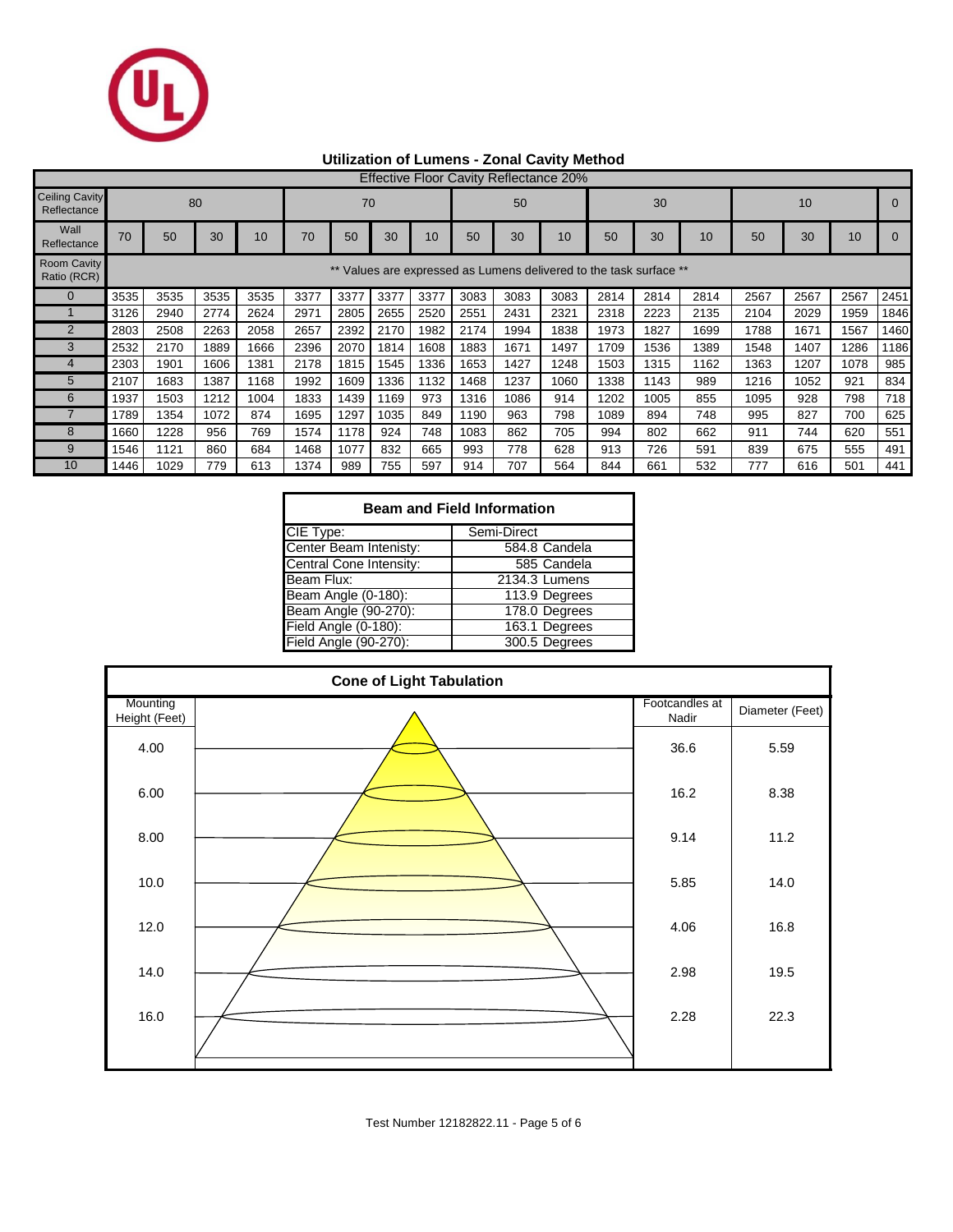## Utilization of Lumens - Zonal Cavity Method

| Effective Floor Cavity Reflectance 20% | | | | | | | | | | | | | | | | | | |
|---|---|---|---|---|---|---|---|---|---|---|---|---|---|---|---|---|---|---|
| Ceiling Cavity Reflectance | 80 | | | | 70 | | | | 50 | | | 30 | | | 10 | | | 0 |
| Wall Reflectance | 70 | 50 | 30 | 10 | 70 | 50 | 30 | 10 | 50 | 30 | 10 | 50 | 30 | 10 | 50 | 30 | 10 | 0 |
| Room Cavity Ratio (RCR) | ** Values are expressed as Lumens delivered to the task surface ** | | | | | | | | | | | | | | | | | |
| 0 | 3535 | 3535 | 3535 | 3535 | 3377 | 3377 | 3377 | 3377 | 3083 | 3083 | 3083 | 2814 | 2814 | 2814 | 2567 | 2567 | 2567 | 2451 |
| 1 | 3126 | 2940 | 2774 | 2624 | 2971 | 2805 | 2655 | 2520 | 2551 | 2431 | 2321 | 2318 | 2223 | 2135 | 2104 | 2029 | 1959 | 1846 |
| 2 | 2803 | 2508 | 2263 | 2058 | 2657 | 2392 | 2170 | 1982 | 2174 | 1994 | 1838 | 1973 | 1827 | 1699 | 1788 | 1671 | 1567 | 1460 |
| 3 | 2532 | 2170 | 1889 | 1666 | 2396 | 2070 | 1814 | 1608 | 1883 | 1671 | 1497 | 1709 | 1536 | 1389 | 1548 | 1407 | 1286 | 1186 |
| 4 | 2303 | 1901 | 1606 | 1381 | 2178 | 1815 | 1545 | 1336 | 1653 | 1427 | 1248 | 1503 | 1315 | 1162 | 1363 | 1207 | 1078 | 985 |
| 5 | 2107 | 1683 | 1387 | 1168 | 1992 | 1609 | 1336 | 1132 | 1468 | 1237 | 1060 | 1338 | 1143 | 989 | 1216 | 1052 | 921 | 834 |
| 6 | 1937 | 1503 | 1212 | 1004 | 1833 | 1439 | 1169 | 973 | 1316 | 1086 | 914 | 1202 | 1005 | 855 | 1095 | 928 | 798 | 718 |
| 7 | 1789 | 1354 | 1072 | 874 | 1695 | 1297 | 1035 | 849 | 1190 | 963 | 798 | 1089 | 894 | 748 | 995 | 827 | 700 | 625 |
| 8 | 1660 | 1228 | 956 | 769 | 1574 | 1178 | 924 | 748 | 1083 | 862 | 705 | 994 | 802 | 662 | 911 | 744 | 620 | 551 |
| 9 | 1546 | 1121 | 860 | 684 | 1468 | 1077 | 832 | 665 | 993 | 778 | 628 | 913 | 726 | 591 | 839 | 675 | 555 | 491 |
| 10 | 1446 | 1029 | 779 | 613 | 1374 | 989 | 755 | 597 | 914 | 707 | 564 | 844 | 661 | 532 | 777 | 616 | 501 | 441 |

### Beam and Field Information

| | |
|---|---|
| CIE Type: | Semi-Direct |
| Center Beam Intenisty: | 584.8 Candela |
| Central Cone Intensity: | 585 Candela |
| Beam Flux: | 2134.3 Lumens |
| Beam Angle (0-180): | 113.9 Degrees |
| Beam Angle (90-270): | 178.0 Degrees |
| Field Angle (0-180): | 163.1 Degrees |
| Field Angle (90-270): | 300.5 Degrees |

### Cone of Light Tabulation

| Mounting Height (Feet) | Footcandles at Nadir | Diameter (Feet) |
|---|---|---|
| 4.00 | 36.6 | 5.59 |
| 6.00 | 16.2 | 8.38 |
| 8.00 | 9.14 | 11.2 |
| 10.0 | 5.85 | 14.0 |
| 12.0 | 4.06 | 16.8 |
| 14.0 | 2.98 | 19.5 |
| 16.0 | 2.28 | 22.3 |

Test Number 12182822.11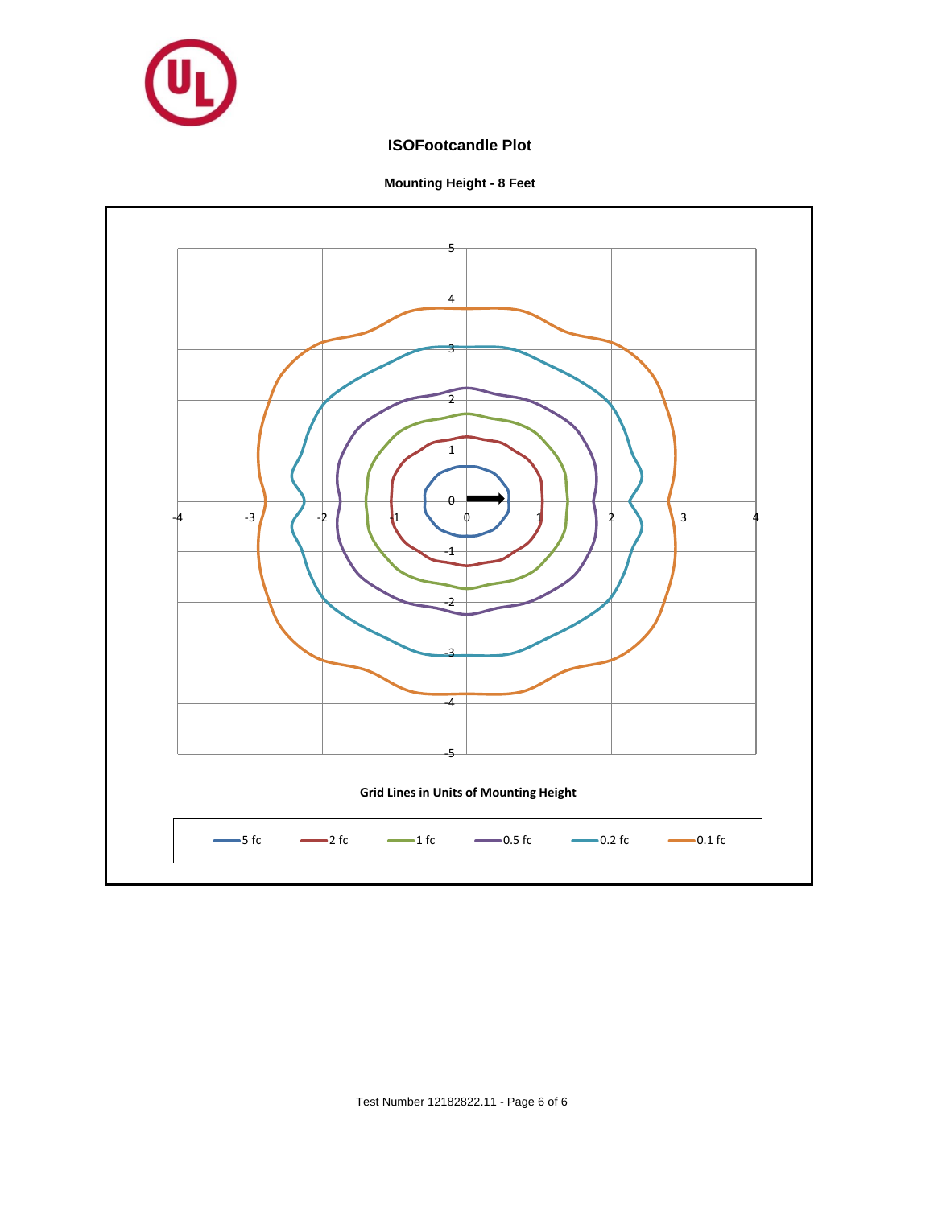# ISOFootcandle Plot

**Mounting Height - 8 Feet**

5
4
3
2
1
0
-1
-2
-3
-4
-5

-4 -3 -2 -1 0 1 2 3 4

**Grid Lines in Units of Mounting Height**

5 fc
2 fc
1 fc
0.5 fc
0.2 fc
0.1 fc

Test Number 12182822.11 - Page 6 of 6